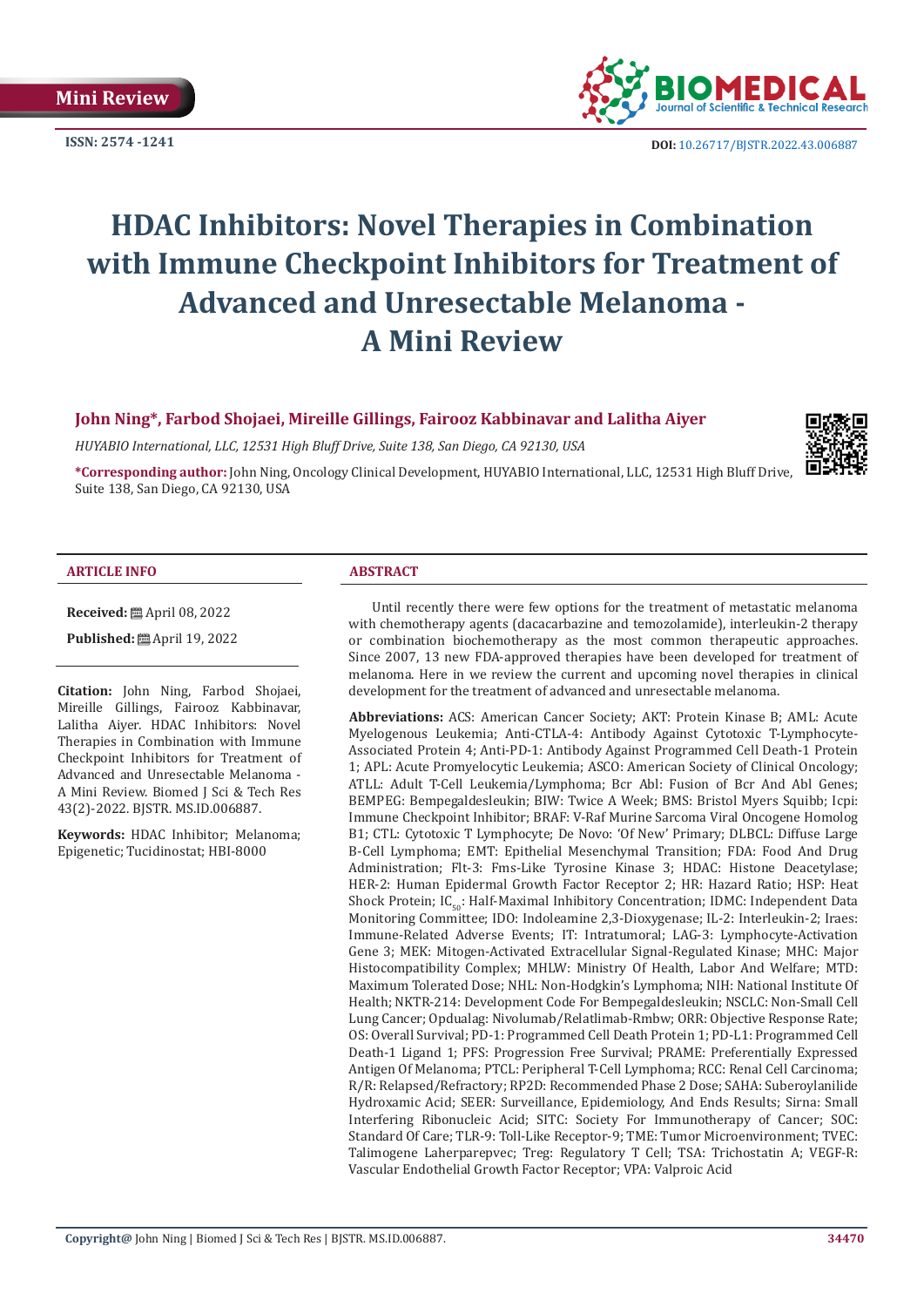Mini Review

ISSN: 2574 -1241

DOI: 10.26717/BJSTR.2022.43.006887

# HDAC Inhibitors: Novel Therapies in Combination with Immune Checkpoint Inhibitors for Treatment of Advanced and Unresectable Melanoma - A Mini Review

**John Ning\*, Farbod Shojaei, Mireille Gillings, Fairooz Kabbinavar and Lalitha Aiyer**

*HUYABIO International, LLC, 12531 High Bluff Drive, Suite 138, San Diego, CA 92130, USA*

**\*Corresponding author:** John Ning, Oncology Clinical Development, HUYABIO International, LLC, 12531 High Bluff Drive, Suite 138, San Diego, CA 92130, USA

## ARTICLE INFO

**Received:** April 08, 2022

**Published:** April 19, 2022

**Citation:** John Ning, Farbod Shojaei, Mireille Gillings, Fairooz Kabbinavar, Lalitha Aiyer. HDAC Inhibitors: Novel Therapies in Combination with Immune Checkpoint Inhibitors for Treatment of Advanced and Unresectable Melanoma - A Mini Review. Biomed J Sci & Tech Res 43(2)-2022. BJSTR. MS.ID.006887.

**Keywords:** HDAC Inhibitor; Melanoma; Epigenetic; Tucidinostat; HBI-8000

## ABSTRACT

Until recently there were few options for the treatment of metastatic melanoma with chemotherapy agents (dacacarbazine and temozolamide), interleukin-2 therapy or combination biochemotherapy as the most common therapeutic approaches. Since 2007, 13 new FDA-approved therapies have been developed for treatment of melanoma. Here in we review the current and upcoming novel therapies in clinical development for the treatment of advanced and unresectable melanoma.

**Abbreviations:** ACS: American Cancer Society; AKT: Protein Kinase B; AML: Acute Myelogenous Leukemia; Anti-CTLA-4: Antibody Against Cytotoxic T-Lymphocyte-Associated Protein 4; Anti-PD-1: Antibody Against Programmed Cell Death-1 Protein 1; APL: Acute Promyelocytic Leukemia; ASCO: American Society of Clinical Oncology; ATLL: Adult T-Cell Leukemia/Lymphoma; Bcr Abl: Fusion of Bcr And Abl Genes; BEMPEG: Bempegaldesleukin; BIW: Twice A Week; BMS: Bristol Myers Squibb; Icpi: Immune Checkpoint Inhibitor; BRAF: V-Raf Murine Sarcoma Viral Oncogene Homolog B1; CTL: Cytotoxic T Lymphocyte; De Novo: 'Of New' Primary; DLBCL: Diffuse Large B-Cell Lymphoma; EMT: Epithelial Mesenchymal Transition; FDA: Food And Drug Administration; Flt-3: Fms-Like Tyrosine Kinase 3; HDAC: Histone Deacetylase; HER-2: Human Epidermal Growth Factor Receptor 2; HR: Hazard Ratio; HSP: Heat Shock Protein; $IC_{50}$: Half-Maximal Inhibitory Concentration; IDMC: Independent Data Monitoring Committee; IDO: Indoleamine 2,3-Dioxygenase; IL-2: Interleukin-2; Iraes: Immune-Related Adverse Events; IT: Intratumoral; LAG-3: Lymphocyte-Activation Gene 3; MEK: Mitogen-Activated Extracellular Signal-Regulated Kinase; MHC: Major Histocompatibility Complex; MHLW: Ministry Of Health, Labor And Welfare; MTD: Maximum Tolerated Dose; NHL: Non-Hodgkin's Lymphoma; NIH: National Institute Of Health; NKTR-214: Development Code For Bempegaldesleukin; NSCLC: Non-Small Cell Lung Cancer; Opdualag: Nivolumab/Relatlimab-Rmbw; ORR: Objective Response Rate; OS: Overall Survival; PD-1: Programmed Cell Death Protein 1; PD-L1: Programmed Cell Death-1 Ligand 1; PFS: Progression Free Survival; PRAME: Preferentially Expressed Antigen Of Melanoma; PTCL: Peripheral T-Cell Lymphoma; RCC: Renal Cell Carcinoma; R/R: Relapsed/Refractory; RP2D: Recommended Phase 2 Dose; SAHA: Suberoylanilide Hydroxamic Acid; SEER: Surveillance, Epidemiology, And Ends Results; Sirna: Small Interfering Ribonucleic Acid; SITC: Society For Immunotherapy of Cancer; SOC: Standard Of Care; TLR-9: Toll-Like Receptor-9; TME: Tumor Microenvironment; TVEC: Talimogene Laherparepvec; Treg: Regulatory T Cell; TSA: Trichostatin A; VEGF-R: Vascular Endothelial Growth Factor Receptor; VPA: Valproic Acid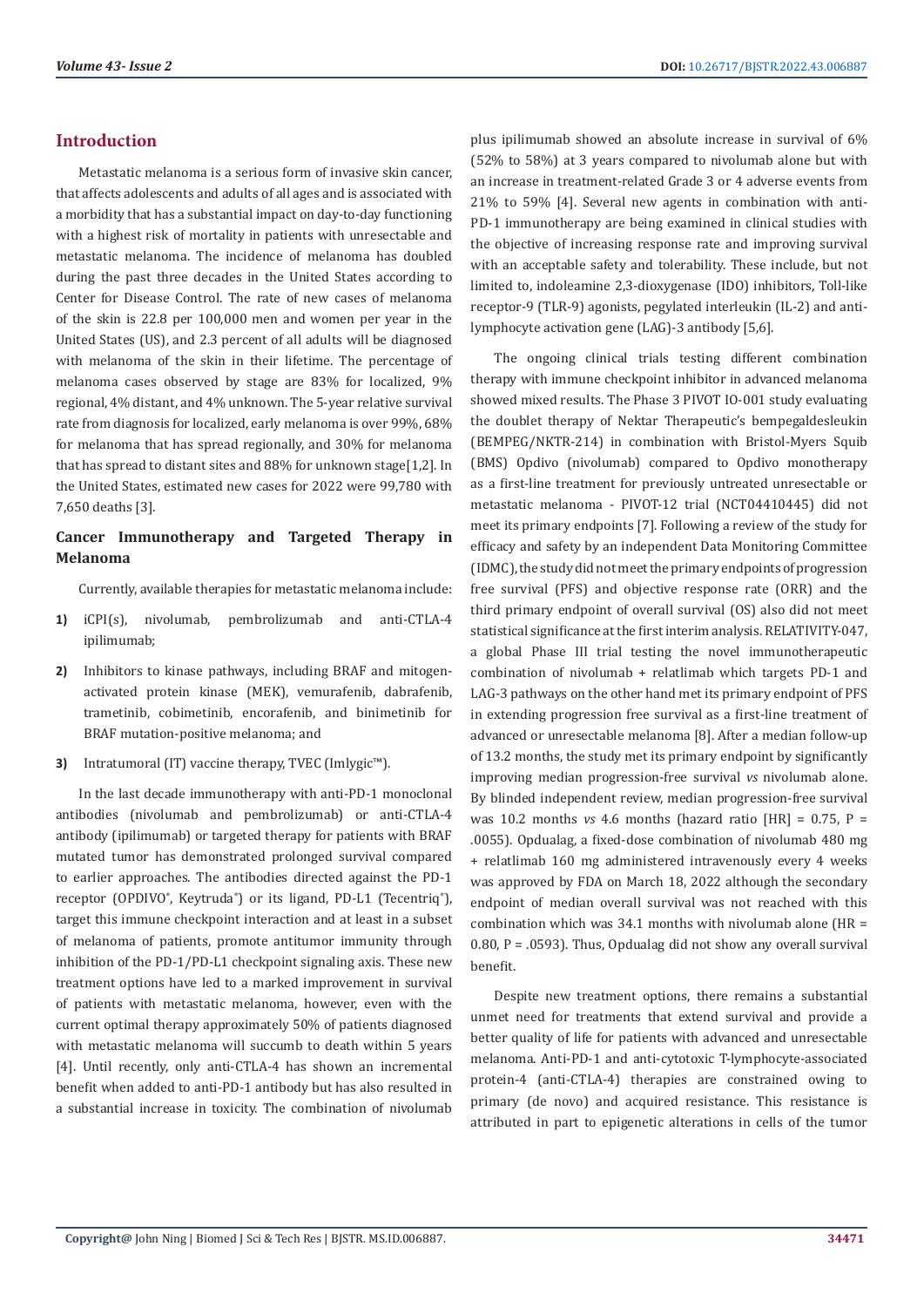## Introduction

Metastatic melanoma is a serious form of invasive skin cancer, that affects adolescents and adults of all ages and is associated with a morbidity that has a substantial impact on day-to-day functioning with a highest risk of mortality in patients with unresectable and metastatic melanoma. The incidence of melanoma has doubled during the past three decades in the United States according to Center for Disease Control. The rate of new cases of melanoma of the skin is 22.8 per 100,000 men and women per year in the United States (US), and 2.3 percent of all adults will be diagnosed with melanoma of the skin in their lifetime. The percentage of melanoma cases observed by stage are 83% for localized, 9% regional, 4% distant, and 4% unknown. The 5-year relative survival rate from diagnosis for localized, early melanoma is over 99%, 68% for melanoma that has spread regionally, and 30% for melanoma that has spread to distant sites and 88% for unknown stage[1,2]. In the United States, estimated new cases for 2022 were 99,780 with 7,650 deaths [3].

### Cancer Immunotherapy and Targeted Therapy in Melanoma

Currently, available therapies for metastatic melanoma include:

1) iCPI(s), nivolumab, pembrolizumab and anti-CTLA-4 ipilimumab;
2) Inhibitors to kinase pathways, including BRAF and mitogen-activated protein kinase (MEK), vemurafenib, dabrafenib, trametinib, cobimetinib, encorafenib, and binimetinib for BRAF mutation-positive melanoma; and
3) Intratumoral (IT) vaccine therapy, TVEC (Imlygic™).

In the last decade immunotherapy with anti-PD-1 monoclonal antibodies (nivolumab and pembrolizumab) or anti-CTLA-4 antibody (ipilimumab) or targeted therapy for patients with BRAF mutated tumor has demonstrated prolonged survival compared to earlier approaches. The antibodies directed against the PD-1 receptor (OPDIVO®, Keytruda®) or its ligand, PD-L1 (Tecentriq®), target this immune checkpoint interaction and at least in a subset of melanoma of patients, promote antitumor immunity through inhibition of the PD-1/PD-L1 checkpoint signaling axis. These new treatment options have led to a marked improvement in survival of patients with metastatic melanoma, however, even with the current optimal therapy approximately 50% of patients diagnosed with metastatic melanoma will succumb to death within 5 years [4]. Until recently, only anti-CTLA-4 has shown an incremental benefit when added to anti-PD-1 antibody but has also resulted in a substantial increase in toxicity. The combination of nivolumab plus ipilimumab showed an absolute increase in survival of 6% (52% to 58%) at 3 years compared to nivolumab alone but with an increase in treatment-related Grade 3 or 4 adverse events from 21% to 59% [4]. Several new agents in combination with anti-PD-1 immunotherapy are being examined in clinical studies with the objective of increasing response rate and improving survival with an acceptable safety and tolerability. These include, but not limited to, indoleamine 2,3-dioxygenase (IDO) inhibitors, Toll-like receptor-9 (TLR-9) agonists, pegylated interleukin (IL-2) and anti-lymphocyte activation gene (LAG)-3 antibody [5,6].

The ongoing clinical trials testing different combination therapy with immune checkpoint inhibitor in advanced melanoma showed mixed results. The Phase 3 PIVOT IO-001 study evaluating the doublet therapy of Nektar Therapeutic's bempegaldesleukin (BEMPEG/NKTR-214) in combination with Bristol-Myers Squib (BMS) Opdivo (nivolumab) compared to Opdivo monotherapy as a first-line treatment for previously untreated unresectable or metastatic melanoma - PIVOT-12 trial (NCT04410445) did not meet its primary endpoints [7]. Following a review of the study for efficacy and safety by an independent Data Monitoring Committee (IDMC), the study did not meet the primary endpoints of progression free survival (PFS) and objective response rate (ORR) and the third primary endpoint of overall survival (OS) also did not meet statistical significance at the first interim analysis. RELATIVITY-047, a global Phase III trial testing the novel immunotherapeutic combination of nivolumab + relatlimab which targets PD-1 and LAG-3 pathways on the other hand met its primary endpoint of PFS in extending progression free survival as a first-line treatment of advanced or unresectable melanoma [8]. After a median follow-up of 13.2 months, the study met its primary endpoint by significantly improving median progression-free survival *vs* nivolumab alone. By blinded independent review, median progression-free survival was 10.2 months *vs* 4.6 months (hazard ratio [HR] = 0.75, P = .0055). Opdualag, a fixed-dose combination of nivolumab 480 mg + relatlimab 160 mg administered intravenously every 4 weeks was approved by FDA on March 18, 2022 although the secondary endpoint of median overall survival was not reached with this combination which was 34.1 months with nivolumab alone (HR = 0.80, P = .0593). Thus, Opdualag did not show any overall survival benefit.

Despite new treatment options, there remains a substantial unmet need for treatments that extend survival and provide a better quality of life for patients with advanced and unresectable melanoma. Anti-PD-1 and anti-cytotoxic T-lymphocyte-associated protein-4 (anti-CTLA-4) therapies are constrained owing to primary (de novo) and acquired resistance. This resistance is attributed in part to epigenetic alterations in cells of the tumor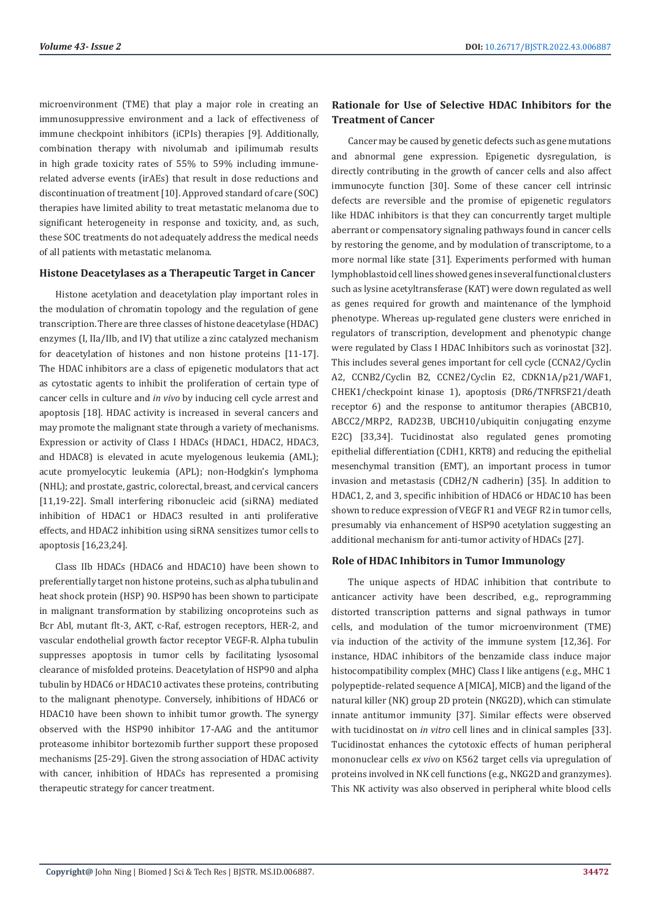microenvironment (TME) that play a major role in creating an immunosuppressive environment and a lack of effectiveness of immune checkpoint inhibitors (iCPIs) therapies [9]. Additionally, combination therapy with nivolumab and ipilimumab results in high grade toxicity rates of 55% to 59% including immune-related adverse events (irAEs) that result in dose reductions and discontinuation of treatment [10]. Approved standard of care (SOC) therapies have limited ability to treat metastatic melanoma due to significant heterogeneity in response and toxicity, and, as such, these SOC treatments do not adequately address the medical needs of all patients with metastatic melanoma.

## Histone Deacetylases as a Therapeutic Target in Cancer

Histone acetylation and deacetylation play important roles in the modulation of chromatin topology and the regulation of gene transcription. There are three classes of histone deacetylase (HDAC) enzymes (I, IIa/IIb, and IV) that utilize a zinc catalyzed mechanism for deacetylation of histones and non histone proteins [11-17]. The HDAC inhibitors are a class of epigenetic modulators that act as cytostatic agents to inhibit the proliferation of certain type of cancer cells in culture and *in vivo* by inducing cell cycle arrest and apoptosis [18]. HDAC activity is increased in several cancers and may promote the malignant state through a variety of mechanisms. Expression or activity of Class I HDACs (HDAC1, HDAC2, HDAC3, and HDAC8) is elevated in acute myelogenous leukemia (AML); acute promyelocytic leukemia (APL); non-Hodgkin's lymphoma (NHL); and prostate, gastric, colorectal, breast, and cervical cancers [11,19-22]. Small interfering ribonucleic acid (siRNA) mediated inhibition of HDAC1 or HDAC3 resulted in anti proliferative effects, and HDAC2 inhibition using siRNA sensitizes tumor cells to apoptosis [16,23,24].

Class IIb HDACs (HDAC6 and HDAC10) have been shown to preferentially target non histone proteins, such as alpha tubulin and heat shock protein (HSP) 90. HSP90 has been shown to participate in malignant transformation by stabilizing oncoproteins such as Bcr Abl, mutant flt-3, AKT, c-Raf, estrogen receptors, HER-2, and vascular endothelial growth factor receptor VEGF-R. Alpha tubulin suppresses apoptosis in tumor cells by facilitating lysosomal clearance of misfolded proteins. Deacetylation of HSP90 and alpha tubulin by HDAC6 or HDAC10 activates these proteins, contributing to the malignant phenotype. Conversely, inhibitions of HDAC6 or HDAC10 have been shown to inhibit tumor growth. The synergy observed with the HSP90 inhibitor 17-AAG and the antitumor proteasome inhibitor bortezomib further support these proposed mechanisms [25-29]. Given the strong association of HDAC activity with cancer, inhibition of HDACs has represented a promising therapeutic strategy for cancer treatment.

## Rationale for Use of Selective HDAC Inhibitors for the Treatment of Cancer

Cancer may be caused by genetic defects such as gene mutations and abnormal gene expression. Epigenetic dysregulation, is directly contributing in the growth of cancer cells and also affect immunocyte function [30]. Some of these cancer cell intrinsic defects are reversible and the promise of epigenetic regulators like HDAC inhibitors is that they can concurrently target multiple aberrant or compensatory signaling pathways found in cancer cells by restoring the genome, and by modulation of transcriptome, to a more normal like state [31]. Experiments performed with human lymphoblastoid cell lines showed genes in several functional clusters such as lysine acetyltransferase (KAT) were down regulated as well as genes required for growth and maintenance of the lymphoid phenotype. Whereas up-regulated gene clusters were enriched in regulators of transcription, development and phenotypic change were regulated by Class I HDAC Inhibitors such as vorinostat [32]. This includes several genes important for cell cycle (CCNA2/Cyclin A2, CCNB2/Cyclin B2, CCNE2/Cyclin E2, CDKN1A/p21/WAF1, CHEK1/checkpoint kinase 1), apoptosis (DR6/TNFRSF21/death receptor 6) and the response to antitumor therapies (ABCB10, ABCC2/MRP2, RAD23B, UBCH10/ubiquitin conjugating enzyme E2C) [33,34]. Tucidinostat also regulated genes promoting epithelial differentiation (CDH1, KRT8) and reducing the epithelial mesenchymal transition (EMT), an important process in tumor invasion and metastasis (CDH2/N cadherin) [35]. In addition to HDAC1, 2, and 3, specific inhibition of HDAC6 or HDAC10 has been shown to reduce expression of VEGF R1 and VEGF R2 in tumor cells, presumably via enhancement of HSP90 acetylation suggesting an additional mechanism for anti-tumor activity of HDACs [27].

## Role of HDAC Inhibitors in Tumor Immunology

The unique aspects of HDAC inhibition that contribute to anticancer activity have been described, e.g., reprogramming distorted transcription patterns and signal pathways in tumor cells, and modulation of the tumor microenvironment (TME) via induction of the activity of the immune system [12,36]. For instance, HDAC inhibitors of the benzamide class induce major histocompatibility complex (MHC) Class I like antigens (e.g., MHC 1 polypeptide-related sequence A [MICA], MICB) and the ligand of the natural killer (NK) group 2D protein (NKG2D), which can stimulate innate antitumor immunity [37]. Similar effects were observed with tucidinostat on *in vitro* cell lines and in clinical samples [33]. Tucidinostat enhances the cytotoxic effects of human peripheral mononuclear cells *ex vivo* on K562 target cells via upregulation of proteins involved in NK cell functions (e.g., NKG2D and granzymes). This NK activity was also observed in peripheral white blood cells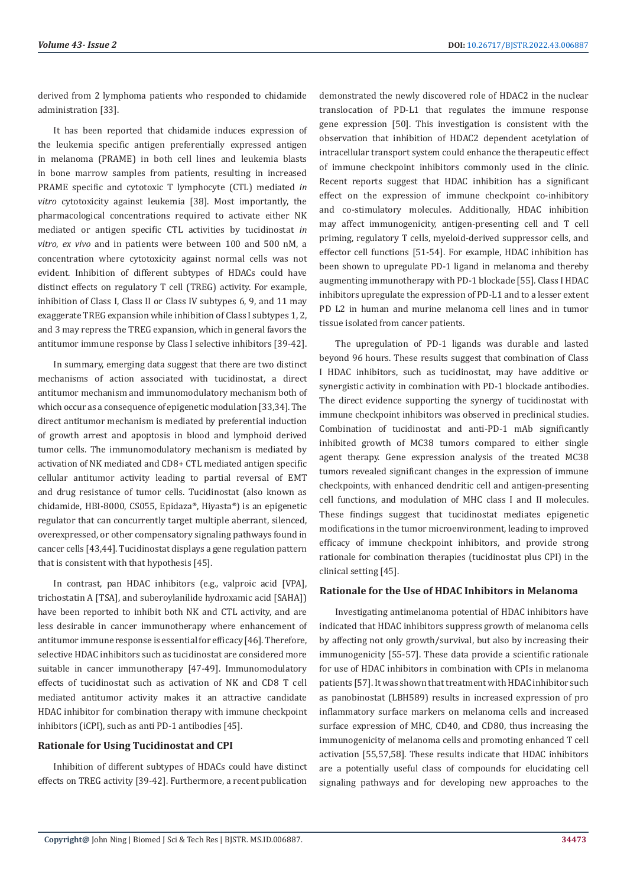derived from 2 lymphoma patients who responded to chidamide administration [33].

It has been reported that chidamide induces expression of the leukemia specific antigen preferentially expressed antigen in melanoma (PRAME) in both cell lines and leukemia blasts in bone marrow samples from patients, resulting in increased PRAME specific and cytotoxic T lymphocyte (CTL) mediated *in vitro* cytotoxicity against leukemia [38]. Most importantly, the pharmacological concentrations required to activate either NK mediated or antigen specific CTL activities by tucidinostat *in vitro*, *ex vivo* and in patients were between 100 and 500 nM, a concentration where cytotoxicity against normal cells was not evident. Inhibition of different subtypes of HDACs could have distinct effects on regulatory T cell (TREG) activity. For example, inhibition of Class I, Class II or Class IV subtypes 6, 9, and 11 may exaggerate TREG expansion while inhibition of Class I subtypes 1, 2, and 3 may repress the TREG expansion, which in general favors the antitumor immune response by Class I selective inhibitors [39-42].

In summary, emerging data suggest that there are two distinct mechanisms of action associated with tucidinostat, a direct antitumor mechanism and immunomodulatory mechanism both of which occur as a consequence of epigenetic modulation [33,34]. The direct antitumor mechanism is mediated by preferential induction of growth arrest and apoptosis in blood and lymphoid derived tumor cells. The immunomodulatory mechanism is mediated by activation of NK mediated and CD8+ CTL mediated antigen specific cellular antitumor activity leading to partial reversal of EMT and drug resistance of tumor cells. Tucidinostat (also known as chidamide, HBI-8000, CS055, Epidaza®, Hiyasta®) is an epigenetic regulator that can concurrently target multiple aberrant, silenced, overexpressed, or other compensatory signaling pathways found in cancer cells [43,44]. Tucidinostat displays a gene regulation pattern that is consistent with that hypothesis [45].

In contrast, pan HDAC inhibitors (e.g., valproic acid [VPA], trichostatin A [TSA], and suberoylanilide hydroxamic acid [SAHA]) have been reported to inhibit both NK and CTL activity, and are less desirable in cancer immunotherapy where enhancement of antitumor immune response is essential for efficacy [46]. Therefore, selective HDAC inhibitors such as tucidinostat are considered more suitable in cancer immunotherapy [47-49]. Immunomodulatory effects of tucidinostat such as activation of NK and CD8 T cell mediated antitumor activity makes it an attractive candidate HDAC inhibitor for combination therapy with immune checkpoint inhibitors (iCPI), such as anti PD-1 antibodies [45].

## Rationale for Using Tucidinostat and CPI

Inhibition of different subtypes of HDACs could have distinct effects on TREG activity [39-42]. Furthermore, a recent publication demonstrated the newly discovered role of HDAC2 in the nuclear translocation of PD-L1 that regulates the immune response gene expression [50]. This investigation is consistent with the observation that inhibition of HDAC2 dependent acetylation of intracellular transport system could enhance the therapeutic effect of immune checkpoint inhibitors commonly used in the clinic. Recent reports suggest that HDAC inhibition has a significant effect on the expression of immune checkpoint co-inhibitory and co-stimulatory molecules. Additionally, HDAC inhibition may affect immunogenicity, antigen-presenting cell and T cell priming, regulatory T cells, myeloid-derived suppressor cells, and effector cell functions [51-54]. For example, HDAC inhibition has been shown to upregulate PD-1 ligand in melanoma and thereby augmenting immunotherapy with PD-1 blockade [55]. Class I HDAC inhibitors upregulate the expression of PD-L1 and to a lesser extent PD L2 in human and murine melanoma cell lines and in tumor tissue isolated from cancer patients.

The upregulation of PD-1 ligands was durable and lasted beyond 96 hours. These results suggest that combination of Class I HDAC inhibitors, such as tucidinostat, may have additive or synergistic activity in combination with PD-1 blockade antibodies. The direct evidence supporting the synergy of tucidinostat with immune checkpoint inhibitors was observed in preclinical studies. Combination of tucidinostat and anti-PD-1 mAb significantly inhibited growth of MC38 tumors compared to either single agent therapy. Gene expression analysis of the treated MC38 tumors revealed significant changes in the expression of immune checkpoints, with enhanced dendritic cell and antigen-presenting cell functions, and modulation of MHC class I and II molecules. These findings suggest that tucidinostat mediates epigenetic modifications in the tumor microenvironment, leading to improved efficacy of immune checkpoint inhibitors, and provide strong rationale for combination therapies (tucidinostat plus CPI) in the clinical setting [45].

## Rationale for the Use of HDAC Inhibitors in Melanoma

Investigating antimelanoma potential of HDAC inhibitors have indicated that HDAC inhibitors suppress growth of melanoma cells by affecting not only growth/survival, but also by increasing their immunogenicity [55-57]. These data provide a scientific rationale for use of HDAC inhibitors in combination with CPIs in melanoma patients [57]. It was shown that treatment with HDAC inhibitor such as panobinostat (LBH589) results in increased expression of pro inflammatory surface markers on melanoma cells and increased surface expression of MHC, CD40, and CD80, thus increasing the immunogenicity of melanoma cells and promoting enhanced T cell activation [55,57,58]. These results indicate that HDAC inhibitors are a potentially useful class of compounds for elucidating cell signaling pathways and for developing new approaches to the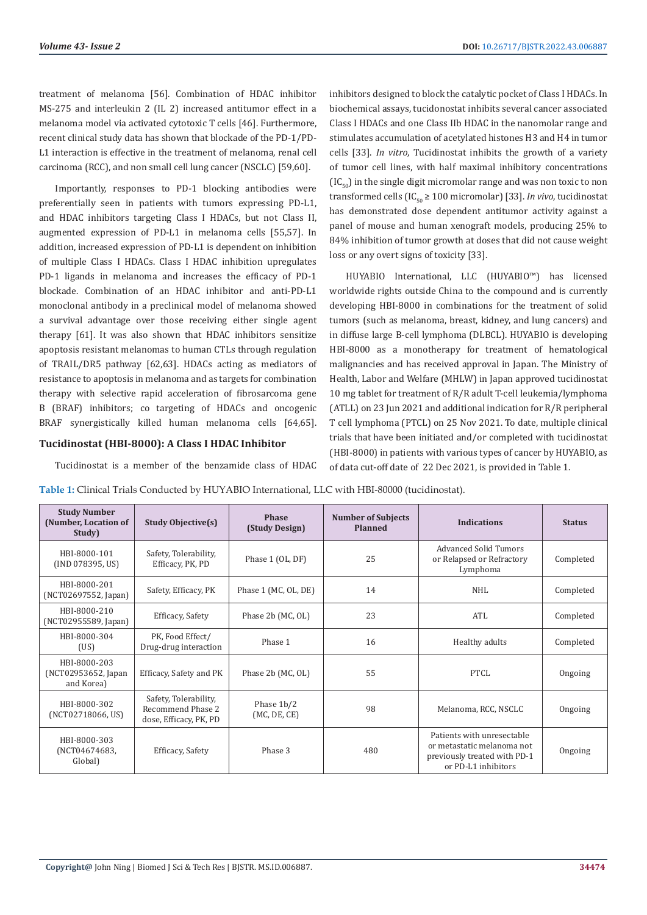treatment of melanoma [56]. Combination of HDAC inhibitor MS-275 and interleukin 2 (IL 2) increased antitumor effect in a melanoma model via activated cytotoxic T cells [46]. Furthermore, recent clinical study data has shown that blockade of the PD-1/PD-L1 interaction is effective in the treatment of melanoma, renal cell carcinoma (RCC), and non small cell lung cancer (NSCLC) [59,60].

Importantly, responses to PD-1 blocking antibodies were preferentially seen in patients with tumors expressing PD-L1, and HDAC inhibitors targeting Class I HDACs, but not Class II, augmented expression of PD-L1 in melanoma cells [55,57]. In addition, increased expression of PD-L1 is dependent on inhibition of multiple Class I HDACs. Class I HDAC inhibition upregulates PD-1 ligands in melanoma and increases the efficacy of PD-1 blockade. Combination of an HDAC inhibitor and anti-PD-L1 monoclonal antibody in a preclinical model of melanoma showed a survival advantage over those receiving either single agent therapy [61]. It was also shown that HDAC inhibitors sensitize apoptosis resistant melanomas to human CTLs through regulation of TRAIL/DR5 pathway [62,63]. HDACs acting as mediators of resistance to apoptosis in melanoma and as targets for combination therapy with selective rapid acceleration of fibrosarcoma gene B (BRAF) inhibitors; co targeting of HDACs and oncogenic BRAF synergistically killed human melanoma cells [64,65].

## Tucidinostat (HBI-8000): A Class I HDAC Inhibitor

Tucidinostat is a member of the benzamide class of HDAC inhibitors designed to block the catalytic pocket of Class I HDACs. In biochemical assays, tucidonostat inhibits several cancer associated Class I HDACs and one Class IIb HDAC in the nanomolar range and stimulates accumulation of acetylated histones H3 and H4 in tumor cells [33]. *In vitro*, Tucidinostat inhibits the growth of a variety of tumor cell lines, with half maximal inhibitory concentrations ($IC_{50}$) in the single digit micromolar range and was non toxic to non transformed cells ($IC_{50} \geq 100$ micromolar) [33]. *In vivo*, tucidinostat has demonstrated dose dependent antitumor activity against a panel of mouse and human xenograft models, producing 25% to 84% inhibition of tumor growth at doses that did not cause weight loss or any overt signs of toxicity [33].

HUYABIO International, LLC (HUYABIO™) has licensed worldwide rights outside China to the compound and is currently developing HBI-8000 in combinations for the treatment of solid tumors (such as melanoma, breast, kidney, and lung cancers) and in diffuse large B-cell lymphoma (DLBCL). HUYABIO is developing HBI-8000 as a monotherapy for treatment of hematological malignancies and has received approval in Japan. The Ministry of Health, Labor and Welfare (MHLW) in Japan approved tucidinostat 10 mg tablet for treatment of R/R adult T-cell leukemia/lymphoma (ATLL) on 23 Jun 2021 and additional indication for R/R peripheral T cell lymphoma (PTCL) on 25 Nov 2021. To date, multiple clinical trials that have been initiated and/or completed with tucidinostat (HBI-8000) in patients with various types of cancer by HUYABIO, as of data cut-off date of 22 Dec 2021, is provided in Table 1.

**Table 1:** Clinical Trials Conducted by HUYABIO International, LLC with HBI-80000 (tucidinostat).

| Study Number (Number, Location of Study) | Study Objective(s) | Phase (Study Design) | Number of Subjects Planned | Indications | Status |
|---|---|---|---|---|---|
| HBI-8000-101 (IND 078395, US) | Safety, Tolerability, Efficacy, PK, PD | Phase 1 (OL, DF) | 25 | Advanced Solid Tumors or Relapsed or Refractory Lymphoma | Completed |
| HBI-8000-201 (NCT02697552, Japan) | Safety, Efficacy, PK | Phase 1 (MC, OL, DE) | 14 | NHL | Completed |
| HBI-8000-210 (NCT02955589, Japan) | Efficacy, Safety | Phase 2b (MC, OL) | 23 | ATL | Completed |
| HBI-8000-304 (US) | PK, Food Effect/ Drug-drug interaction | Phase 1 | 16 | Healthy adults | Completed |
| HBI-8000-203 (NCT02953652, Japan and Korea) | Efficacy, Safety and PK | Phase 2b (MC, OL) | 55 | PTCL | Ongoing |
| HBI-8000-302 (NCT02718066, US) | Safety, Tolerability, Recommend Phase 2 dose, Efficacy, PK, PD | Phase 1b/2 (MC, DE, CE) | 98 | Melanoma, RCC, NSCLC | Ongoing |
| HBI-8000-303 (NCT04674683, Global) | Efficacy, Safety | Phase 3 | 480 | Patients with unresectable or metastatic melanoma not previously treated with PD-1 or PD-L1 inhibitors | Ongoing |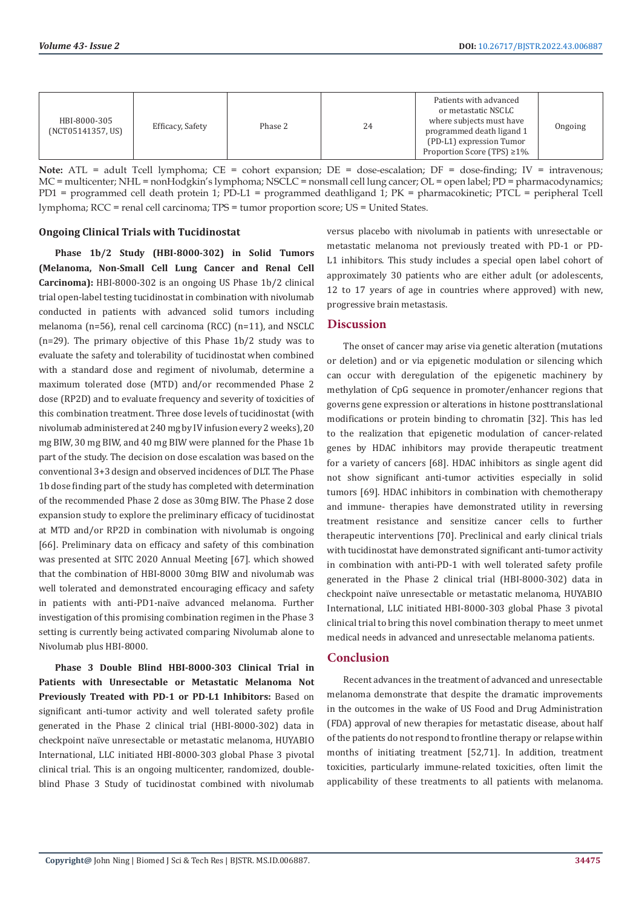| | | | | | |
|---|---|---|---|---|---|
| HBI-8000-305 (NCT05141357, US) | Efficacy, Safety | Phase 2 | 24 | Patients with advanced or metastatic NSCLC where subjects must have programmed death ligand 1 (PD-L1) expression Tumor Proportion Score (TPS) ≥1%. | Ongoing |

**Note:** ATL = adult Tcell lymphoma; CE = cohort expansion; DE = dose-escalation; DF = dose-finding; IV = intravenous; MC = multicenter; NHL = nonHodgkin's lymphoma; NSCLC = nonsmall cell lung cancer; OL = open label; PD = pharmacodynamics; PD1 = programmed cell death protein 1; PD-L1 = programmed deathligand 1; PK = pharmacokinetic; PTCL = peripheral Tcell lymphoma; RCC = renal cell carcinoma; TPS = tumor proportion score; US = United States.

### Ongoing Clinical Trials with Tucidinostat

**Phase 1b/2 Study (HBI-8000-302) in Solid Tumors (Melanoma, Non-Small Cell Lung Cancer and Renal Cell Carcinoma):** HBI-8000-302 is an ongoing US Phase 1b/2 clinical trial open-label testing tucidinostat in combination with nivolumab conducted in patients with advanced solid tumors including melanoma (n=56), renal cell carcinoma (RCC) (n=11), and NSCLC (n=29). The primary objective of this Phase 1b/2 study was to evaluate the safety and tolerability of tucidinostat when combined with a standard dose and regiment of nivolumab, determine a maximum tolerated dose (MTD) and/or recommended Phase 2 dose (RP2D) and to evaluate frequency and severity of toxicities of this combination treatment. Three dose levels of tucidinostat (with nivolumab administered at 240 mg by IV infusion every 2 weeks), 20 mg BIW, 30 mg BIW, and 40 mg BIW were planned for the Phase 1b part of the study. The decision on dose escalation was based on the conventional 3+3 design and observed incidences of DLT. The Phase 1b dose finding part of the study has completed with determination of the recommended Phase 2 dose as 30mg BIW. The Phase 2 dose expansion study to explore the preliminary efficacy of tucidinostat at MTD and/or RP2D in combination with nivolumab is ongoing [66]. Preliminary data on efficacy and safety of this combination was presented at SITC 2020 Annual Meeting [67]. which showed that the combination of HBI-8000 30mg BIW and nivolumab was well tolerated and demonstrated encouraging efficacy and safety in patients with anti-PD1-naïve advanced melanoma. Further investigation of this promising combination regimen in the Phase 3 setting is currently being activated comparing Nivolumab alone to Nivolumab plus HBI-8000.

**Phase 3 Double Blind HBI-8000-303 Clinical Trial in Patients with Unresectable or Metastatic Melanoma Not Previously Treated with PD-1 or PD-L1 Inhibitors:** Based on significant anti-tumor activity and well tolerated safety profile generated in the Phase 2 clinical trial (HBI-8000-302) data in checkpoint naïve unresectable or metastatic melanoma, HUYABIO International, LLC initiated HBI-8000-303 global Phase 3 pivotal clinical trial. This is an ongoing multicenter, randomized, double-blind Phase 3 Study of tucidinostat combined with nivolumab versus placebo with nivolumab in patients with unresectable or metastatic melanoma not previously treated with PD-1 or PD-L1 inhibitors. This study includes a special open label cohort of approximately 30 patients who are either adult (or adolescents, 12 to 17 years of age in countries where approved) with new, progressive brain metastasis.

## Discussion

The onset of cancer may arise via genetic alteration (mutations or deletion) and or via epigenetic modulation or silencing which can occur with deregulation of the epigenetic machinery by methylation of CpG sequence in promoter/enhancer regions that governs gene expression or alterations in histone posttranslational modifications or protein binding to chromatin [32]. This has led to the realization that epigenetic modulation of cancer-related genes by HDAC inhibitors may provide therapeutic treatment for a variety of cancers [68]. HDAC inhibitors as single agent did not show significant anti-tumor activities especially in solid tumors [69]. HDAC inhibitors in combination with chemotherapy and immune- therapies have demonstrated utility in reversing treatment resistance and sensitize cancer cells to further therapeutic interventions [70]. Preclinical and early clinical trials with tucidinostat have demonstrated significant anti-tumor activity in combination with anti-PD-1 with well tolerated safety profile generated in the Phase 2 clinical trial (HBI-8000-302) data in checkpoint naïve unresectable or metastatic melanoma, HUYABIO International, LLC initiated HBI-8000-303 global Phase 3 pivotal clinical trial to bring this novel combination therapy to meet unmet medical needs in advanced and unresectable melanoma patients.

## Conclusion

Recent advances in the treatment of advanced and unresectable melanoma demonstrate that despite the dramatic improvements in the outcomes in the wake of US Food and Drug Administration (FDA) approval of new therapies for metastatic disease, about half of the patients do not respond to frontline therapy or relapse within months of initiating treatment [52,71]. In addition, treatment toxicities, particularly immune-related toxicities, often limit the applicability of these treatments to all patients with melanoma.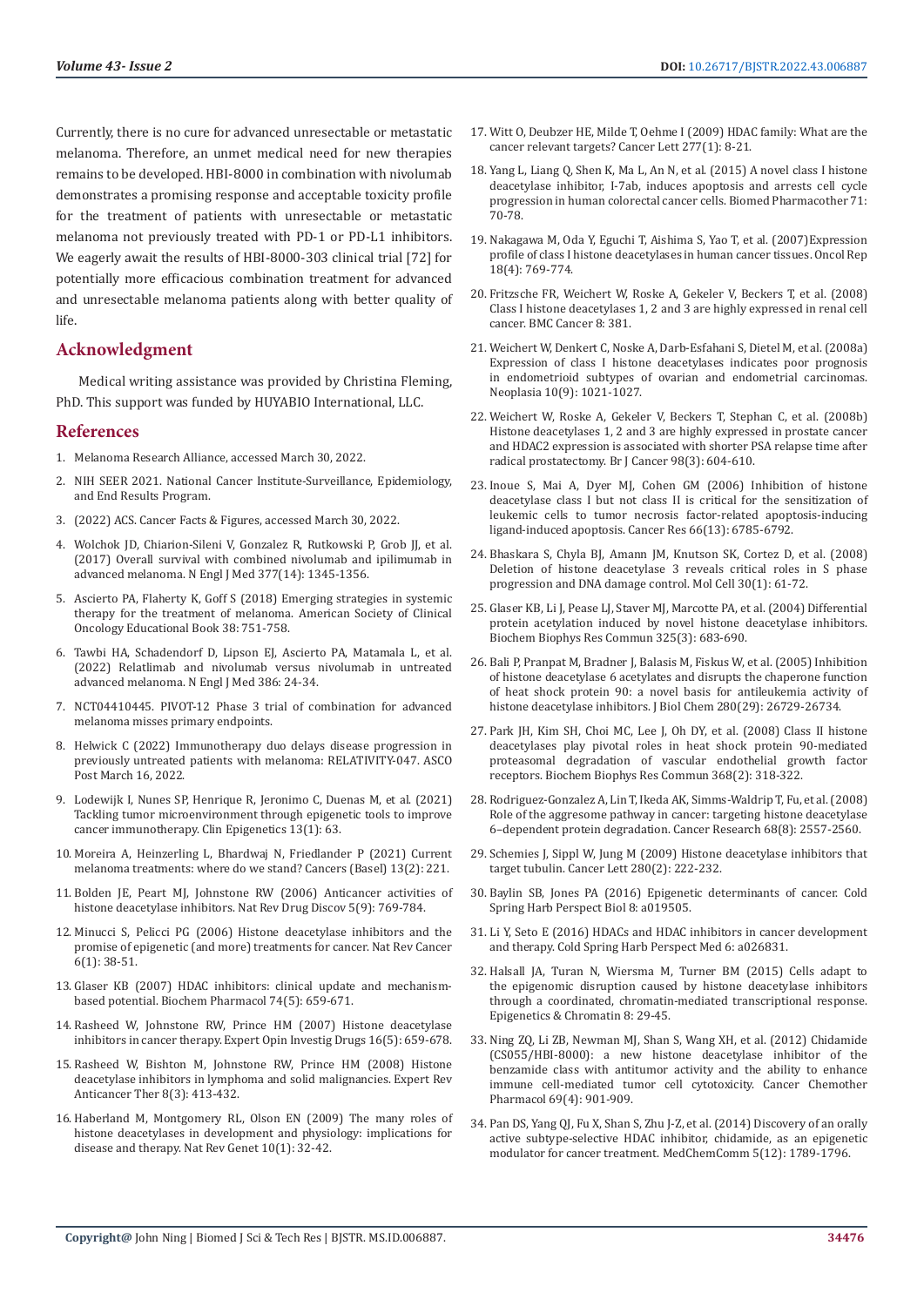Currently, there is no cure for advanced unresectable or metastatic melanoma. Therefore, an unmet medical need for new therapies remains to be developed. HBI-8000 in combination with nivolumab demonstrates a promising response and acceptable toxicity profile for the treatment of patients with unresectable or metastatic melanoma not previously treated with PD-1 or PD-L1 inhibitors. We eagerly await the results of HBI-8000-303 clinical trial [72] for potentially more efficacious combination treatment for advanced and unresectable melanoma patients along with better quality of life.

## Acknowledgment

Medical writing assistance was provided by Christina Fleming, PhD. This support was funded by HUYABIO International, LLC.

## References

1. Melanoma Research Alliance, accessed March 30, 2022.
2. NIH SEER 2021. National Cancer Institute-Surveillance, Epidemiology, and End Results Program.
3. (2022) ACS. Cancer Facts & Figures, accessed March 30, 2022.
4. Wolchok JD, Chiarion-Sileni V, Gonzalez R, Rutkowski P, Grob JJ, et al. (2017) Overall survival with combined nivolumab and ipilimumab in advanced melanoma. N Engl J Med 377(14): 1345-1356.
5. Ascierto PA, Flaherty K, Goff S (2018) Emerging strategies in systemic therapy for the treatment of melanoma. American Society of Clinical Oncology Educational Book 38: 751-758.
6. Tawbi HA, Schadendorf D, Lipson EJ, Ascierto PA, Matamala L, et al. (2022) Relatlimab and nivolumab versus nivolumab in untreated advanced melanoma. N Engl J Med 386: 24-34.
7. NCT04410445. PIVOT-12 Phase 3 trial of combination for advanced melanoma misses primary endpoints.
8. Helwick C (2022) Immunotherapy duo delays disease progression in previously untreated patients with melanoma: RELATIVITY-047. ASCO Post March 16, 2022.
9. Lodewijk I, Nunes SP, Henrique R, Jeronimo C, Duenas M, et al. (2021) Tackling tumor microenvironment through epigenetic tools to improve cancer immunotherapy. Clin Epigenetics 13(1): 63.
10. Moreira A, Heinzerling L, Bhardwaj N, Friedlander P (2021) Current melanoma treatments: where do we stand? Cancers (Basel) 13(2): 221.
11. Bolden JE, Peart MJ, Johnstone RW (2006) Anticancer activities of histone deacetylase inhibitors. Nat Rev Drug Discov 5(9): 769-784.
12. Minucci S, Pelicci PG (2006) Histone deacetylase inhibitors and the promise of epigenetic (and more) treatments for cancer. Nat Rev Cancer 6(1): 38-51.
13. Glaser KB (2007) HDAC inhibitors: clinical update and mechanism-based potential. Biochem Pharmacol 74(5): 659-671.
14. Rasheed W, Johnstone RW, Prince HM (2007) Histone deacetylase inhibitors in cancer therapy. Expert Opin Investig Drugs 16(5): 659-678.
15. Rasheed W, Bishton M, Johnstone RW, Prince HM (2008) Histone deacetylase inhibitors in lymphoma and solid malignancies. Expert Rev Anticancer Ther 8(3): 413-432.
16. Haberland M, Montgomery RL, Olson EN (2009) The many roles of histone deacetylases in development and physiology: implications for disease and therapy. Nat Rev Genet 10(1): 32-42.
17. Witt O, Deubzer HE, Milde T, Oehme I (2009) HDAC family: What are the cancer relevant targets? Cancer Lett 277(1): 8-21.
18. Yang L, Liang Q, Shen K, Ma L, An N, et al. (2015) A novel class I histone deacetylase inhibitor, I-7ab, induces apoptosis and arrests cell cycle progression in human colorectal cancer cells. Biomed Pharmacother 71: 70-78.
19. Nakagawa M, Oda Y, Eguchi T, Aishima S, Yao T, et al. (2007)Expression profile of class I histone deacetylases in human cancer tissues. Oncol Rep 18(4): 769-774.
20. Fritzsche FR, Weichert W, Roske A, Gekeler V, Beckers T, et al. (2008) Class I histone deacetylases 1, 2 and 3 are highly expressed in renal cell cancer. BMC Cancer 8: 381.
21. Weichert W, Denkert C, Noske A, Darb-Esfahani S, Dietel M, et al. (2008a) Expression of class I histone deacetylases indicates poor prognosis in endometrioid subtypes of ovarian and endometrial carcinomas. Neoplasia 10(9): 1021-1027.
22. Weichert W, Roske A, Gekeler V, Beckers T, Stephan C, et al. (2008b) Histone deacetylases 1, 2 and 3 are highly expressed in prostate cancer and HDAC2 expression is associated with shorter PSA relapse time after radical prostatectomy. Br J Cancer 98(3): 604-610.
23. Inoue S, Mai A, Dyer MJ, Cohen GM (2006) Inhibition of histone deacetylase class I but not class II is critical for the sensitization of leukemic cells to tumor necrosis factor-related apoptosis-inducing ligand-induced apoptosis. Cancer Res 66(13): 6785-6792.
24. Bhaskara S, Chyla BJ, Amann JM, Knutson SK, Cortez D, et al. (2008) Deletion of histone deacetylase 3 reveals critical roles in S phase progression and DNA damage control. Mol Cell 30(1): 61-72.
25. Glaser KB, Li J, Pease LJ, Staver MJ, Marcotte PA, et al. (2004) Differential protein acetylation induced by novel histone deacetylase inhibitors. Biochem Biophys Res Commun 325(3): 683-690.
26. Bali P, Pranpat M, Bradner J, Balasis M, Fiskus W, et al. (2005) Inhibition of histone deacetylase 6 acetylates and disrupts the chaperone function of heat shock protein 90: a novel basis for antileukemia activity of histone deacetylase inhibitors. J Biol Chem 280(29): 26729-26734.
27. Park JH, Kim SH, Choi MC, Lee J, Oh DY, et al. (2008) Class II histone deacetylases play pivotal roles in heat shock protein 90-mediated proteasomal degradation of vascular endothelial growth factor receptors. Biochem Biophys Res Commun 368(2): 318-322.
28. Rodriguez-Gonzalez A, Lin T, Ikeda AK, Simms-Waldrip T, Fu, et al. (2008) Role of the aggresome pathway in cancer: targeting histone deacetylase 6–dependent protein degradation. Cancer Research 68(8): 2557-2560.
29. Schemies J, Sippl W, Jung M (2009) Histone deacetylase inhibitors that target tubulin. Cancer Lett 280(2): 222-232.
30. Baylin SB, Jones PA (2016) Epigenetic determinants of cancer. Cold Spring Harb Perspect Biol 8: a019505.
31. Li Y, Seto E (2016) HDACs and HDAC inhibitors in cancer development and therapy. Cold Spring Harb Perspect Med 6: a026831.
32. Halsall JA, Turan N, Wiersma M, Turner BM (2015) Cells adapt to the epigenomic disruption caused by histone deacetylase inhibitors through a coordinated, chromatin-mediated transcriptional response. Epigenetics & Chromatin 8: 29-45.
33. Ning ZQ, Li ZB, Newman MJ, Shan S, Wang XH, et al. (2012) Chidamide (CS055/HBI-8000): a new histone deacetylase inhibitor of the benzamide class with antitumor activity and the ability to enhance immune cell-mediated tumor cell cytotoxicity. Cancer Chemother Pharmacol 69(4): 901-909.
34. Pan DS, Yang QJ, Fu X, Shan S, Zhu J-Z, et al. (2014) Discovery of an orally active subtype-selective HDAC inhibitor, chidamide, as an epigenetic modulator for cancer treatment. MedChemComm 5(12): 1789-1796.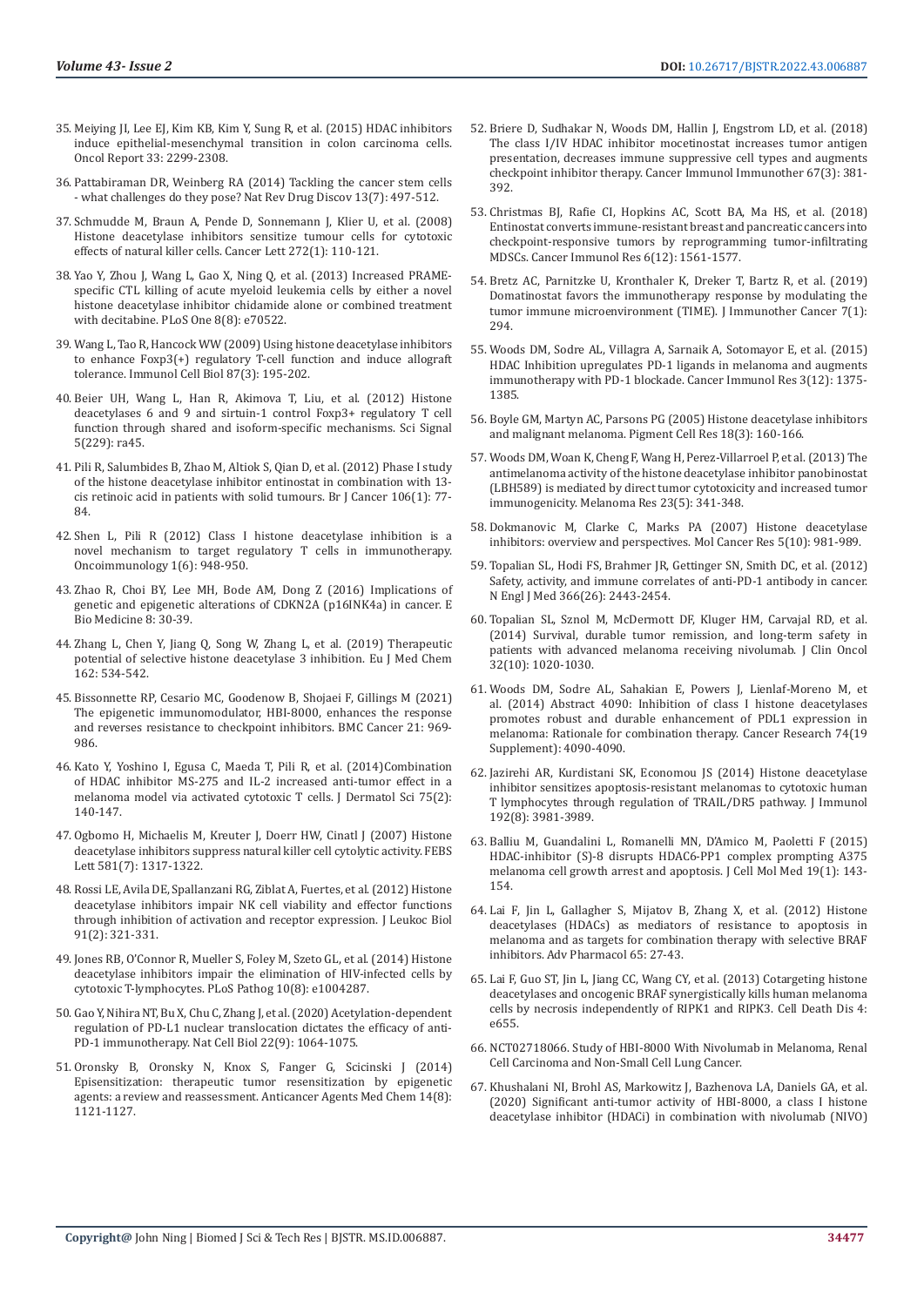35. Meiying JI, Lee EJ, Kim KB, Kim Y, Sung R, et al. (2015) HDAC inhibitors induce epithelial-mesenchymal transition in colon carcinoma cells. Oncol Report 33: 2299-2308.

36. Pattabiraman DR, Weinberg RA (2014) Tackling the cancer stem cells - what challenges do they pose? Nat Rev Drug Discov 13(7): 497-512.

37. Schmudde M, Braun A, Pende D, Sonnemann J, Klier U, et al. (2008) Histone deacetylase inhibitors sensitize tumour cells for cytotoxic effects of natural killer cells. Cancer Lett 272(1): 110-121.

38. Yao Y, Zhou J, Wang L, Gao X, Ning Q, et al. (2013) Increased PRAME-specific CTL killing of acute myeloid leukemia cells by either a novel histone deacetylase inhibitor chidamide alone or combined treatment with decitabine. PLoS One 8(8): e70522.

39. Wang L, Tao R, Hancock WW (2009) Using histone deacetylase inhibitors to enhance Foxp3(+) regulatory T-cell function and induce allograft tolerance. Immunol Cell Biol 87(3): 195-202.

40. Beier UH, Wang L, Han R, Akimova T, Liu, et al. (2012) Histone deacetylases 6 and 9 and sirtuin-1 control Foxp3+ regulatory T cell function through shared and isoform-specific mechanisms. Sci Signal 5(229): ra45.

41. Pili R, Salumbides B, Zhao M, Altiok S, Qian D, et al. (2012) Phase I study of the histone deacetylase inhibitor entinostat in combination with 13-cis retinoic acid in patients with solid tumours. Br J Cancer 106(1): 77-84.

42. Shen L, Pili R (2012) Class I histone deacetylase inhibition is a novel mechanism to target regulatory T cells in immunotherapy. Oncoimmunology 1(6): 948-950.

43. Zhao R, Choi BY, Lee MH, Bode AM, Dong Z (2016) Implications of genetic and epigenetic alterations of CDKN2A (p16INK4a) in cancer. E Bio Medicine 8: 30-39.

44. Zhang L, Chen Y, Jiang Q, Song W, Zhang L, et al. (2019) Therapeutic potential of selective histone deacetylase 3 inhibition. Eu J Med Chem 162: 534-542.

45. Bissonnette RP, Cesario MC, Goodenow B, Shojaei F, Gillings M (2021) The epigenetic immunomodulator, HBI-8000, enhances the response and reverses resistance to checkpoint inhibitors. BMC Cancer 21: 969-986.

46. Kato Y, Yoshino I, Egusa C, Maeda T, Pili R, et al. (2014)Combination of HDAC inhibitor MS-275 and IL-2 increased anti-tumor effect in a melanoma model via activated cytotoxic T cells. J Dermatol Sci 75(2): 140-147.

47. Ogbomo H, Michaelis M, Kreuter J, Doerr HW, Cinatl J (2007) Histone deacetylase inhibitors suppress natural killer cell cytolytic activity. FEBS Lett 581(7): 1317-1322.

48. Rossi LE, Avila DE, Spallanzani RG, Ziblat A, Fuertes, et al. (2012) Histone deacetylase inhibitors impair NK cell viability and effector functions through inhibition of activation and receptor expression. J Leukoc Biol 91(2): 321-331.

49. Jones RB, O'Connor R, Mueller S, Foley M, Szeto GL, et al. (2014) Histone deacetylase inhibitors impair the elimination of HIV-infected cells by cytotoxic T-lymphocytes. PLoS Pathog 10(8): e1004287.

50. Gao Y, Nihira NT, Bu X, Chu C, Zhang J, et al. (2020) Acetylation-dependent regulation of PD-L1 nuclear translocation dictates the efficacy of anti-PD-1 immunotherapy. Nat Cell Biol 22(9): 1064-1075.

51. Oronsky B, Oronsky N, Knox S, Fanger G, Scicinski J (2014) Episensitization: therapeutic tumor resensitization by epigenetic agents: a review and reassessment. Anticancer Agents Med Chem 14(8): 1121-1127.

52. Briere D, Sudhakar N, Woods DM, Hallin J, Engstrom LD, et al. (2018) The class I/IV HDAC inhibitor mocetinostat increases tumor antigen presentation, decreases immune suppressive cell types and augments checkpoint inhibitor therapy. Cancer Immunol Immunother 67(3): 381-392.

53. Christmas BJ, Rafie CI, Hopkins AC, Scott BA, Ma HS, et al. (2018) Entinostat converts immune-resistant breast and pancreatic cancers into checkpoint-responsive tumors by reprogramming tumor-infiltrating MDSCs. Cancer Immunol Res 6(12): 1561-1577.

54. Bretz AC, Parnitzke U, Kronthaler K, Dreker T, Bartz R, et al. (2019) Domatinostat favors the immunotherapy response by modulating the tumor immune microenvironment (TIME). J Immunother Cancer 7(1): 294.

55. Woods DM, Sodre AL, Villagra A, Sarnaik A, Sotomayor E, et al. (2015) HDAC Inhibition upregulates PD-1 ligands in melanoma and augments immunotherapy with PD-1 blockade. Cancer Immunol Res 3(12): 1375-1385.

56. Boyle GM, Martyn AC, Parsons PG (2005) Histone deacetylase inhibitors and malignant melanoma. Pigment Cell Res 18(3): 160-166.

57. Woods DM, Woan K, Cheng F, Wang H, Perez-Villarroel P, et al. (2013) The antimelanoma activity of the histone deacetylase inhibitor panobinostat (LBH589) is mediated by direct tumor cytotoxicity and increased tumor immunogenicity. Melanoma Res 23(5): 341-348.

58. Dokmanovic M, Clarke C, Marks PA (2007) Histone deacetylase inhibitors: overview and perspectives. Mol Cancer Res 5(10): 981-989.

59. Topalian SL, Hodi FS, Brahmer JR, Gettinger SN, Smith DC, et al. (2012) Safety, activity, and immune correlates of anti-PD-1 antibody in cancer. N Engl J Med 366(26): 2443-2454.

60. Topalian SL, Sznol M, McDermott DF, Kluger HM, Carvajal RD, et al. (2014) Survival, durable tumor remission, and long-term safety in patients with advanced melanoma receiving nivolumab. J Clin Oncol 32(10): 1020-1030.

61. Woods DM, Sodre AL, Sahakian E, Powers J, Lienlaf-Moreno M, et al. (2014) Abstract 4090: Inhibition of class I histone deacetylases promotes robust and durable enhancement of PDL1 expression in melanoma: Rationale for combination therapy. Cancer Research 74(19 Supplement): 4090-4090.

62. Jazirehi AR, Kurdistani SK, Economou JS (2014) Histone deacetylase inhibitor sensitizes apoptosis-resistant melanomas to cytotoxic human T lymphocytes through regulation of TRAIL/DR5 pathway. J Immunol 192(8): 3981-3989.

63. Balliu M, Guandalini L, Romanelli MN, D'Amico M, Paoletti F (2015) HDAC-inhibitor (S)-8 disrupts HDAC6-PP1 complex prompting A375 melanoma cell growth arrest and apoptosis. J Cell Mol Med 19(1): 143-154.

64. Lai F, Jin L, Gallagher S, Mijatov B, Zhang X, et al. (2012) Histone deacetylases (HDACs) as mediators of resistance to apoptosis in melanoma and as targets for combination therapy with selective BRAF inhibitors. Adv Pharmacol 65: 27-43.

65. Lai F, Guo ST, Jin L, Jiang CC, Wang CY, et al. (2013) Cotargeting histone deacetylases and oncogenic BRAF synergistically kills human melanoma cells by necrosis independently of RIPK1 and RIPK3. Cell Death Dis 4: e655.

66. NCT02718066. Study of HBI-8000 With Nivolumab in Melanoma, Renal Cell Carcinoma and Non-Small Cell Lung Cancer.

67. Khushalani NI, Brohl AS, Markowitz J, Bazhenova LA, Daniels GA, et al. (2020) Significant anti-tumor activity of HBI-8000, a class I histone deacetylase inhibitor (HDACi) in combination with nivolumab (NIVO)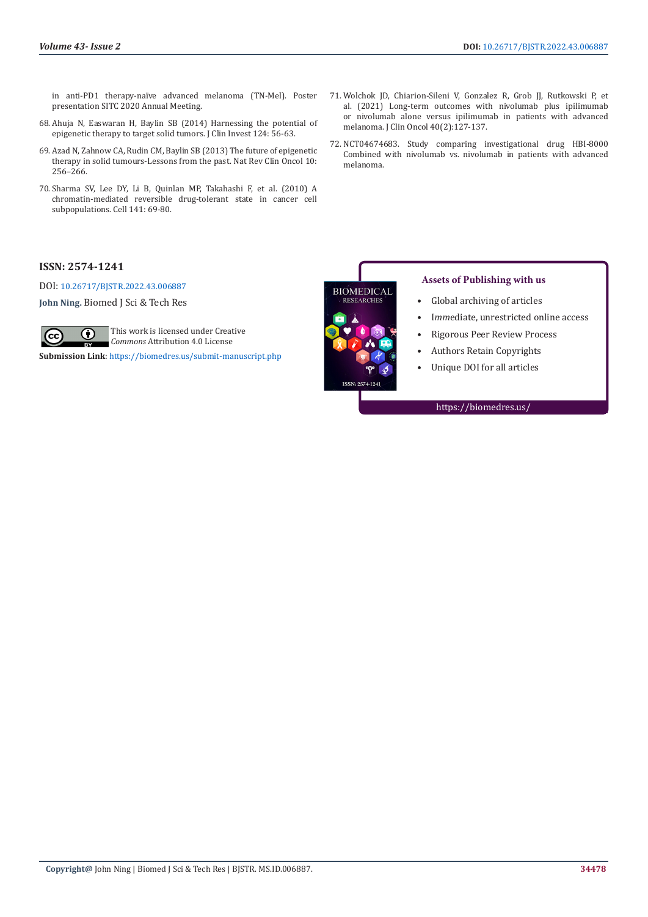in anti-PD1 therapy-naïve advanced melanoma (TN-Mel). Poster presentation SITC 2020 Annual Meeting.

68. Ahuja N, Easwaran H, Baylin SB (2014) Harnessing the potential of epigenetic therapy to target solid tumors. J Clin Invest 124: 56-63.

69. Azad N, Zahnow CA, Rudin CM, Baylin SB (2013) The future of epigenetic therapy in solid tumours-Lessons from the past. Nat Rev Clin Oncol 10: 256–266.

70. Sharma SV, Lee DY, Li B, Quinlan MP, Takahashi F, et al. (2010) A chromatin-mediated reversible drug-tolerant state in cancer cell subpopulations. Cell 141: 69-80.

71. Wolchok JD, Chiarion-Sileni V, Gonzalez R, Grob JJ, Rutkowski P, et al. (2021) Long-term outcomes with nivolumab plus ipilimumab or nivolumab alone versus ipilimumab in patients with advanced melanoma. J Clin Oncol 40(2):127-137.

72. NCT04674683. Study comparing investigational drug HBI-8000 Combined with nivolumab vs. nivolumab in patients with advanced melanoma.

**ISSN: 2574-1241**

DOI: 10.26717/BJSTR.2022.43.006887

**John Ning.** Biomed J Sci & Tech Res

This work is licensed under Creative *Commons* Attribution 4.0 License

**Submission Link**: https://biomedres.us/submit-manuscript.php

### Assets of Publishing with us

- Global archiving of articles
- Immediate, unrestricted online access
- Rigorous Peer Review Process
- Authors Retain Copyrights
- Unique DOI for all articles

https://biomedres.us/